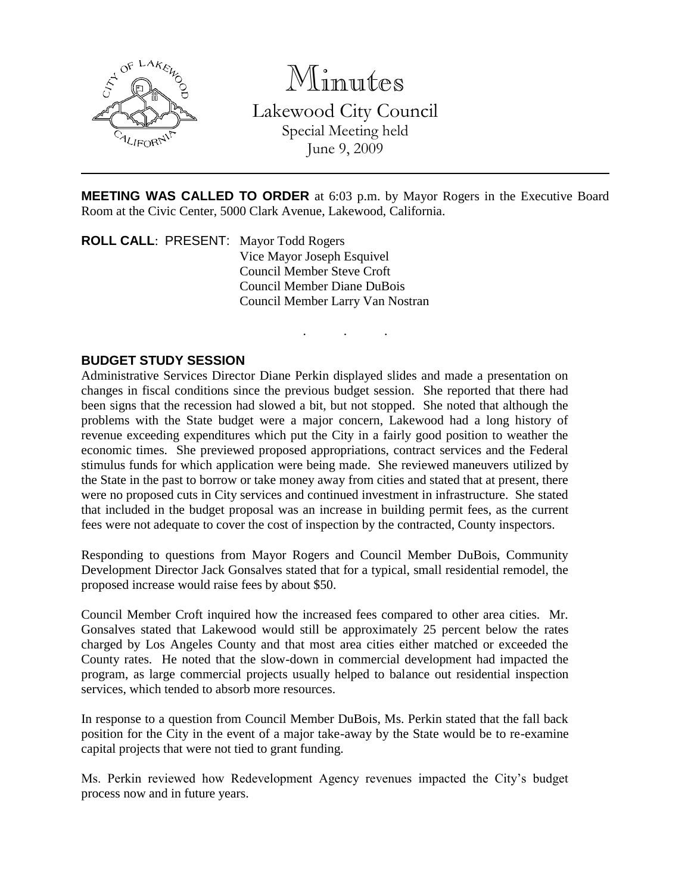# Minutes

Lakewood City Council
Special Meeting held
June 9, 2009

---

**MEETING WAS CALLED TO ORDER** at 6:03 p.m. by Mayor Rogers in the Executive Board Room at the Civic Center, 5000 Clark Avenue, Lakewood, California.

**ROLL CALL**: PRESENT: Mayor Todd Rogers
Vice Mayor Joseph Esquivel
Council Member Steve Croft
Council Member Diane DuBois
Council Member Larry Van Nostran

. . .

**BUDGET STUDY SESSION**

Administrative Services Director Diane Perkin displayed slides and made a presentation on changes in fiscal conditions since the previous budget session. She reported that there had been signs that the recession had slowed a bit, but not stopped. She noted that although the problems with the State budget were a major concern, Lakewood had a long history of revenue exceeding expenditures which put the City in a fairly good position to weather the economic times. She previewed proposed appropriations, contract services and the Federal stimulus funds for which application were being made. She reviewed maneuvers utilized by the State in the past to borrow or take money away from cities and stated that at present, there were no proposed cuts in City services and continued investment in infrastructure. She stated that included in the budget proposal was an increase in building permit fees, as the current fees were not adequate to cover the cost of inspection by the contracted, County inspectors.

Responding to questions from Mayor Rogers and Council Member DuBois, Community Development Director Jack Gonsalves stated that for a typical, small residential remodel, the proposed increase would raise fees by about $50.

Council Member Croft inquired how the increased fees compared to other area cities. Mr. Gonsalves stated that Lakewood would still be approximately 25 percent below the rates charged by Los Angeles County and that most area cities either matched or exceeded the County rates. He noted that the slow-down in commercial development had impacted the program, as large commercial projects usually helped to balance out residential inspection services, which tended to absorb more resources.

In response to a question from Council Member DuBois, Ms. Perkin stated that the fall back position for the City in the event of a major take-away by the State would be to re-examine capital projects that were not tied to grant funding.

Ms. Perkin reviewed how Redevelopment Agency revenues impacted the City's budget process now and in future years.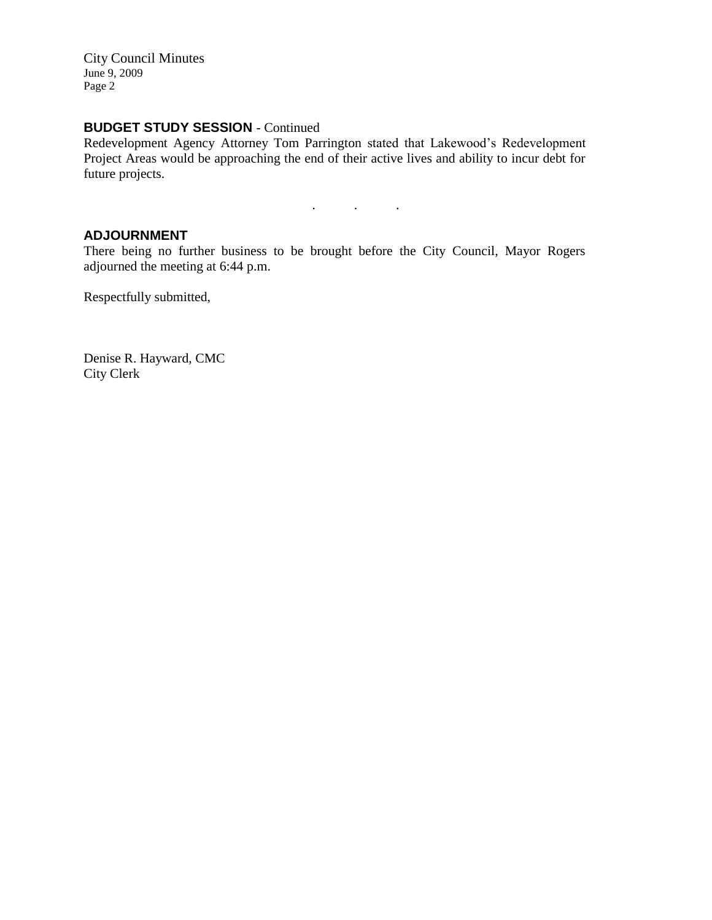**BUDGET STUDY SESSION** - Continued

Redevelopment Agency Attorney Tom Parrington stated that Lakewood's Redevelopment Project Areas would be approaching the end of their active lives and ability to incur debt for future projects.

. . .

**ADJOURNMENT**

There being no further business to be brought before the City Council, Mayor Rogers adjourned the meeting at 6:44 p.m.

Respectfully submitted,

Denise R. Hayward, CMC
City Clerk